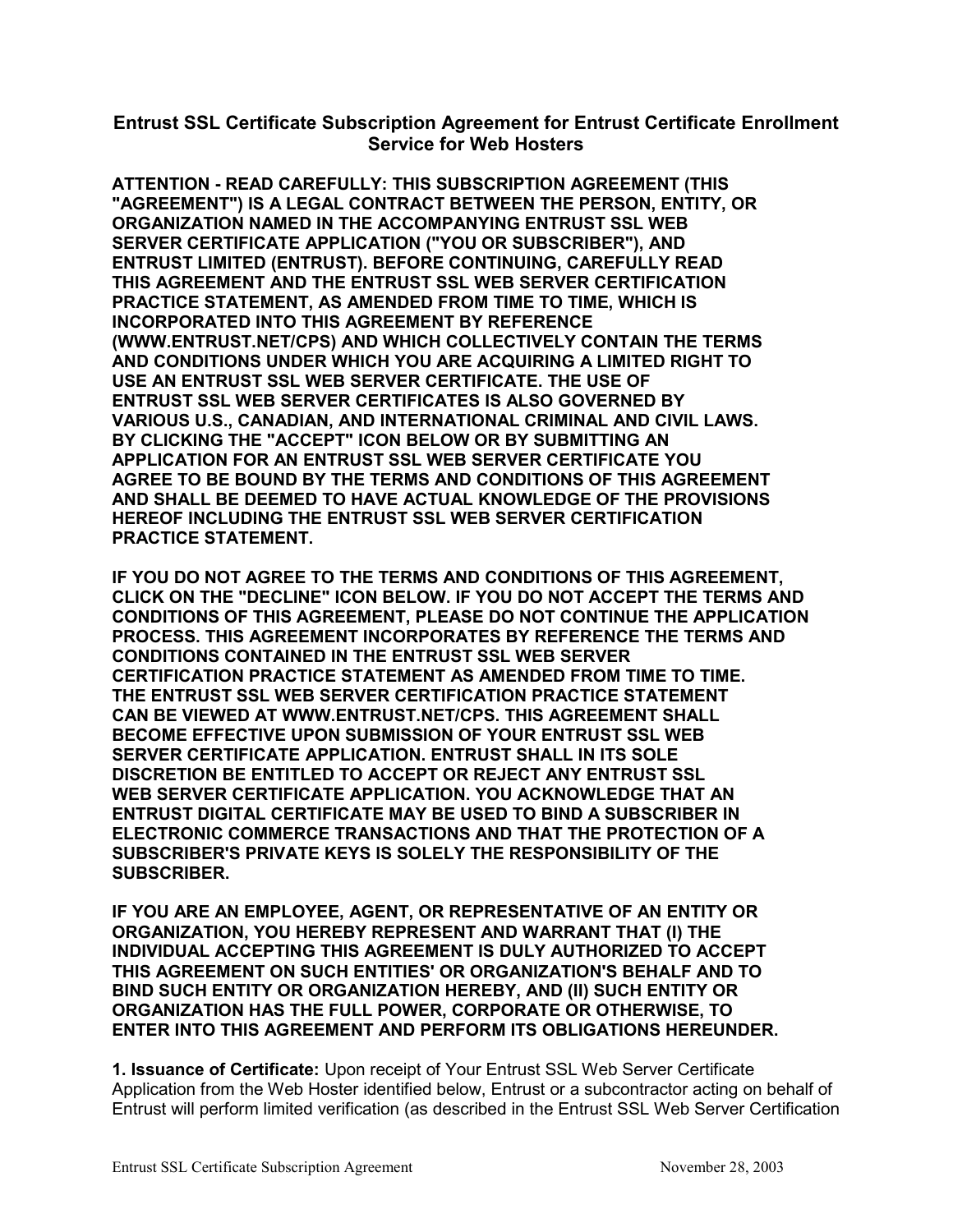# Entrust SSL Certificate Subscription Agreement for Entrust Certificate Enrollment Service for Web Hosters

**ATTENTION - READ CAREFULLY: THIS SUBSCRIPTION AGREEMENT (THIS "AGREEMENT") IS A LEGAL CONTRACT BETWEEN THE PERSON, ENTITY, OR ORGANIZATION NAMED IN THE ACCOMPANYING ENTRUST SSL WEB SERVER CERTIFICATE APPLICATION ("YOU OR SUBSCRIBER"), AND ENTRUST LIMITED (ENTRUST). BEFORE CONTINUING, CAREFULLY READ THIS AGREEMENT AND THE ENTRUST SSL WEB SERVER CERTIFICATION PRACTICE STATEMENT, AS AMENDED FROM TIME TO TIME, WHICH IS INCORPORATED INTO THIS AGREEMENT BY REFERENCE (WWW.ENTRUST.NET/CPS) AND WHICH COLLECTIVELY CONTAIN THE TERMS AND CONDITIONS UNDER WHICH YOU ARE ACQUIRING A LIMITED RIGHT TO USE AN ENTRUST SSL WEB SERVER CERTIFICATE. THE USE OF ENTRUST SSL WEB SERVER CERTIFICATES IS ALSO GOVERNED BY VARIOUS U.S., CANADIAN, AND INTERNATIONAL CRIMINAL AND CIVIL LAWS. BY CLICKING THE "ACCEPT" ICON BELOW OR BY SUBMITTING AN APPLICATION FOR AN ENTRUST SSL WEB SERVER CERTIFICATE YOU AGREE TO BE BOUND BY THE TERMS AND CONDITIONS OF THIS AGREEMENT AND SHALL BE DEEMED TO HAVE ACTUAL KNOWLEDGE OF THE PROVISIONS HEREOF INCLUDING THE ENTRUST SSL WEB SERVER CERTIFICATION PRACTICE STATEMENT.**

**IF YOU DO NOT AGREE TO THE TERMS AND CONDITIONS OF THIS AGREEMENT, CLICK ON THE "DECLINE" ICON BELOW. IF YOU DO NOT ACCEPT THE TERMS AND CONDITIONS OF THIS AGREEMENT, PLEASE DO NOT CONTINUE THE APPLICATION PROCESS. THIS AGREEMENT INCORPORATES BY REFERENCE THE TERMS AND CONDITIONS CONTAINED IN THE ENTRUST SSL WEB SERVER CERTIFICATION PRACTICE STATEMENT AS AMENDED FROM TIME TO TIME. THE ENTRUST SSL WEB SERVER CERTIFICATION PRACTICE STATEMENT CAN BE VIEWED AT WWW.ENTRUST.NET/CPS. THIS AGREEMENT SHALL BECOME EFFECTIVE UPON SUBMISSION OF YOUR ENTRUST SSL WEB SERVER CERTIFICATE APPLICATION. ENTRUST SHALL IN ITS SOLE DISCRETION BE ENTITLED TO ACCEPT OR REJECT ANY ENTRUST SSL WEB SERVER CERTIFICATE APPLICATION. YOU ACKNOWLEDGE THAT AN ENTRUST DIGITAL CERTIFICATE MAY BE USED TO BIND A SUBSCRIBER IN ELECTRONIC COMMERCE TRANSACTIONS AND THAT THE PROTECTION OF A SUBSCRIBER'S PRIVATE KEYS IS SOLELY THE RESPONSIBILITY OF THE SUBSCRIBER.**

**IF YOU ARE AN EMPLOYEE, AGENT, OR REPRESENTATIVE OF AN ENTITY OR ORGANIZATION, YOU HEREBY REPRESENT AND WARRANT THAT (I) THE INDIVIDUAL ACCEPTING THIS AGREEMENT IS DULY AUTHORIZED TO ACCEPT THIS AGREEMENT ON SUCH ENTITIES' OR ORGANIZATION'S BEHALF AND TO BIND SUCH ENTITY OR ORGANIZATION HEREBY, AND (II) SUCH ENTITY OR ORGANIZATION HAS THE FULL POWER, CORPORATE OR OTHERWISE, TO ENTER INTO THIS AGREEMENT AND PERFORM ITS OBLIGATIONS HEREUNDER.**

**1. Issuance of Certificate:** Upon receipt of Your Entrust SSL Web Server Certificate Application from the Web Hoster identified below, Entrust or a subcontractor acting on behalf of Entrust will perform limited verification (as described in the Entrust SSL Web Server Certification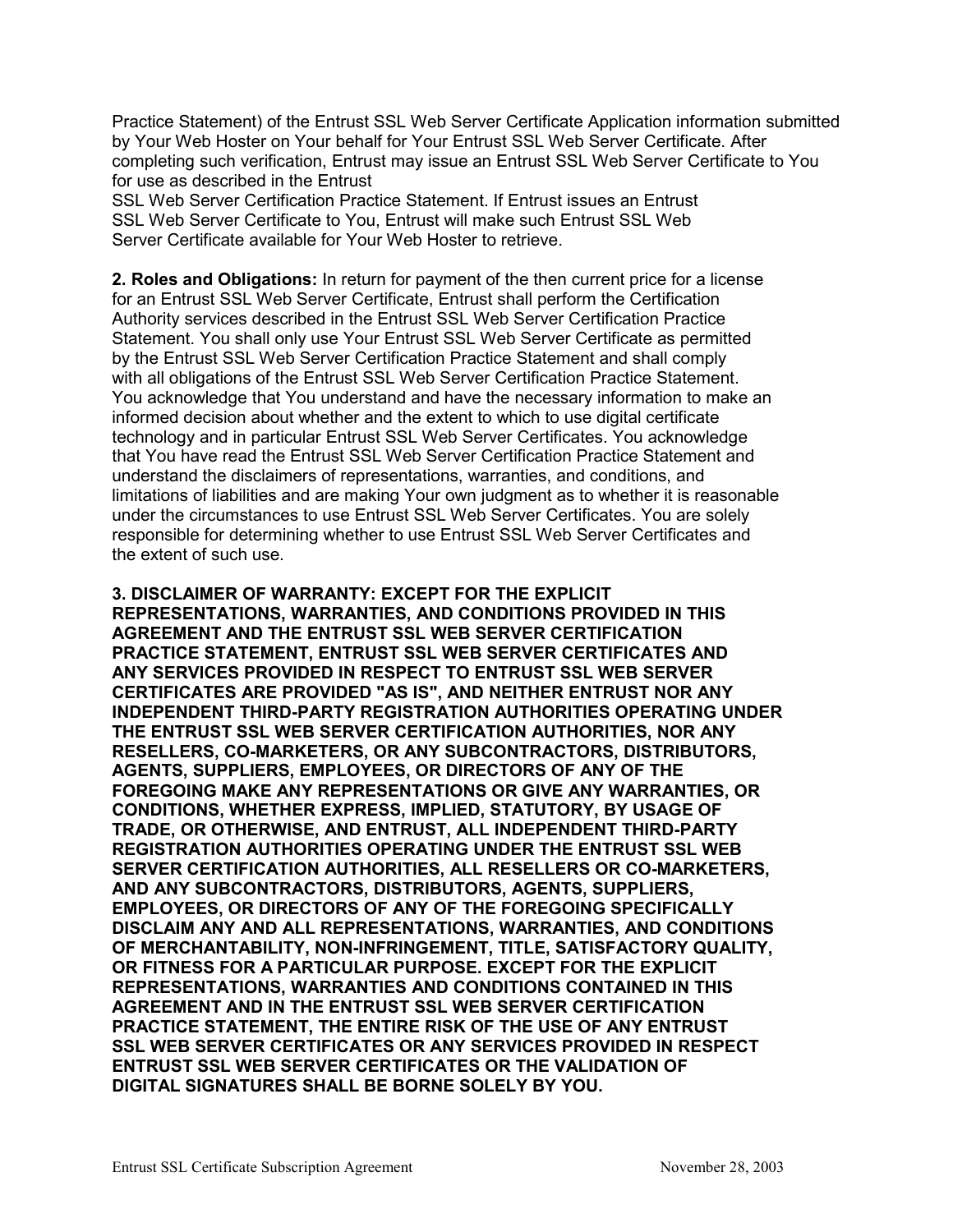Practice Statement) of the Entrust SSL Web Server Certificate Application information submitted by Your Web Hoster on Your behalf for Your Entrust SSL Web Server Certificate. After completing such verification, Entrust may issue an Entrust SSL Web Server Certificate to You for use as described in the Entrust SSL Web Server Certification Practice Statement. If Entrust issues an Entrust SSL Web Server Certificate to You, Entrust will make such Entrust SSL Web Server Certificate available for Your Web Hoster to retrieve.

**2. Roles and Obligations:** In return for payment of the then current price for a license for an Entrust SSL Web Server Certificate, Entrust shall perform the Certification Authority services described in the Entrust SSL Web Server Certification Practice Statement. You shall only use Your Entrust SSL Web Server Certificate as permitted by the Entrust SSL Web Server Certification Practice Statement and shall comply with all obligations of the Entrust SSL Web Server Certification Practice Statement. You acknowledge that You understand and have the necessary information to make an informed decision about whether and the extent to which to use digital certificate technology and in particular Entrust SSL Web Server Certificates. You acknowledge that You have read the Entrust SSL Web Server Certification Practice Statement and understand the disclaimers of representations, warranties, and conditions, and limitations of liabilities and are making Your own judgment as to whether it is reasonable under the circumstances to use Entrust SSL Web Server Certificates. You are solely responsible for determining whether to use Entrust SSL Web Server Certificates and the extent of such use.

**3. DISCLAIMER OF WARRANTY: EXCEPT FOR THE EXPLICIT REPRESENTATIONS, WARRANTIES, AND CONDITIONS PROVIDED IN THIS AGREEMENT AND THE ENTRUST SSL WEB SERVER CERTIFICATION PRACTICE STATEMENT, ENTRUST SSL WEB SERVER CERTIFICATES AND ANY SERVICES PROVIDED IN RESPECT TO ENTRUST SSL WEB SERVER CERTIFICATES ARE PROVIDED "AS IS", AND NEITHER ENTRUST NOR ANY INDEPENDENT THIRD-PARTY REGISTRATION AUTHORITIES OPERATING UNDER THE ENTRUST SSL WEB SERVER CERTIFICATION AUTHORITIES, NOR ANY RESELLERS, CO-MARKETERS, OR ANY SUBCONTRACTORS, DISTRIBUTORS, AGENTS, SUPPLIERS, EMPLOYEES, OR DIRECTORS OF ANY OF THE FOREGOING MAKE ANY REPRESENTATIONS OR GIVE ANY WARRANTIES, OR CONDITIONS, WHETHER EXPRESS, IMPLIED, STATUTORY, BY USAGE OF TRADE, OR OTHERWISE, AND ENTRUST, ALL INDEPENDENT THIRD-PARTY REGISTRATION AUTHORITIES OPERATING UNDER THE ENTRUST SSL WEB SERVER CERTIFICATION AUTHORITIES, ALL RESELLERS OR CO-MARKETERS, AND ANY SUBCONTRACTORS, DISTRIBUTORS, AGENTS, SUPPLIERS, EMPLOYEES, OR DIRECTORS OF ANY OF THE FOREGOING SPECIFICALLY DISCLAIM ANY AND ALL REPRESENTATIONS, WARRANTIES, AND CONDITIONS OF MERCHANTABILITY, NON-INFRINGEMENT, TITLE, SATISFACTORY QUALITY, OR FITNESS FOR A PARTICULAR PURPOSE. EXCEPT FOR THE EXPLICIT REPRESENTATIONS, WARRANTIES AND CONDITIONS CONTAINED IN THIS AGREEMENT AND IN THE ENTRUST SSL WEB SERVER CERTIFICATION PRACTICE STATEMENT, THE ENTIRE RISK OF THE USE OF ANY ENTRUST SSL WEB SERVER CERTIFICATES OR ANY SERVICES PROVIDED IN RESPECT ENTRUST SSL WEB SERVER CERTIFICATES OR THE VALIDATION OF DIGITAL SIGNATURES SHALL BE BORNE SOLELY BY YOU.**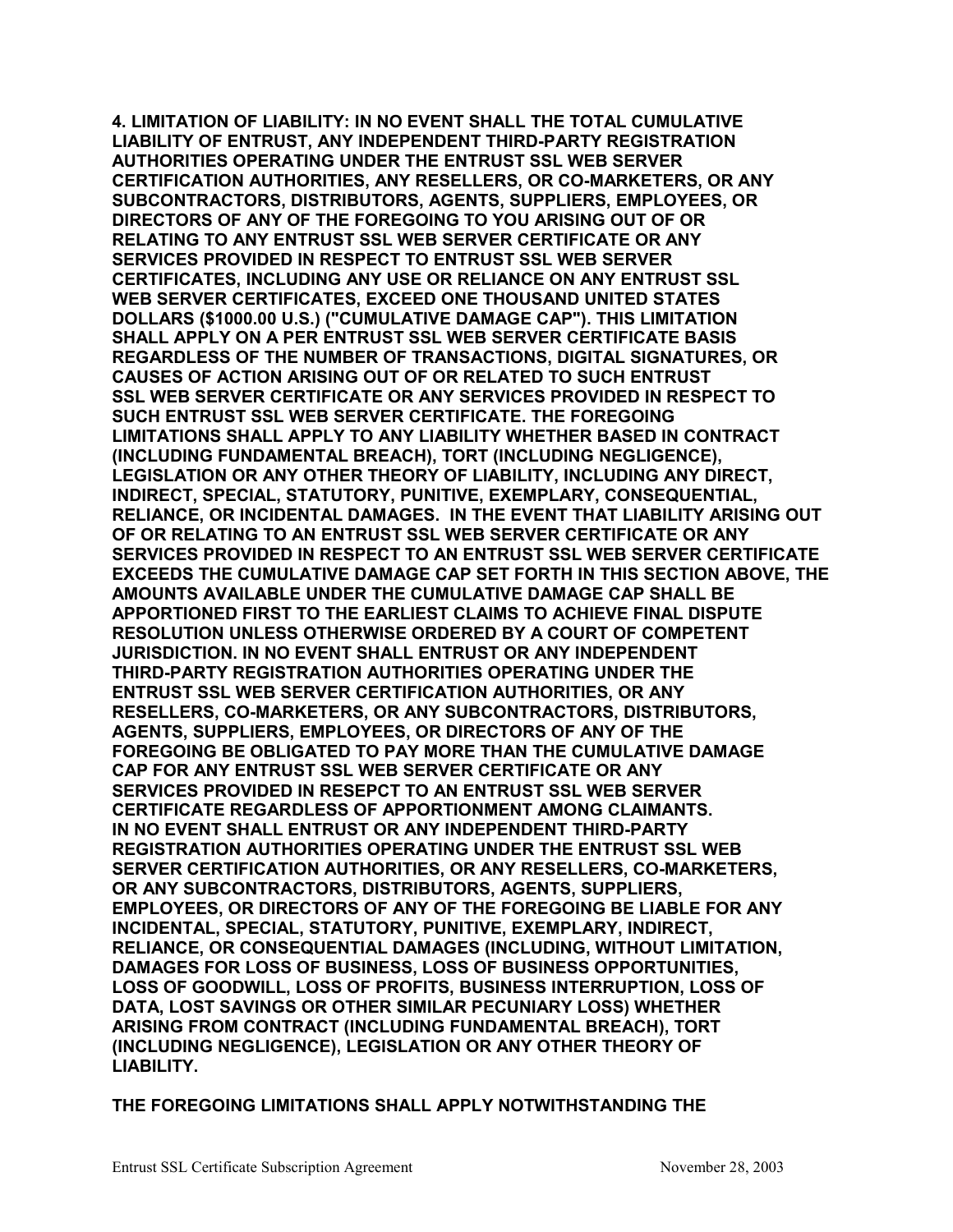**4. LIMITATION OF LIABILITY: IN NO EVENT SHALL THE TOTAL CUMULATIVE LIABILITY OF ENTRUST, ANY INDEPENDENT THIRD-PARTY REGISTRATION AUTHORITIES OPERATING UNDER THE ENTRUST SSL WEB SERVER CERTIFICATION AUTHORITIES, ANY RESELLERS, OR CO-MARKETERS, OR ANY SUBCONTRACTORS, DISTRIBUTORS, AGENTS, SUPPLIERS, EMPLOYEES, OR DIRECTORS OF ANY OF THE FOREGOING TO YOU ARISING OUT OF OR RELATING TO ANY ENTRUST SSL WEB SERVER CERTIFICATE OR ANY SERVICES PROVIDED IN RESPECT TO ENTRUST SSL WEB SERVER CERTIFICATES, INCLUDING ANY USE OR RELIANCE ON ANY ENTRUST SSL WEB SERVER CERTIFICATES, EXCEED ONE THOUSAND UNITED STATES DOLLARS ($1000.00 U.S.) ("CUMULATIVE DAMAGE CAP"). THIS LIMITATION SHALL APPLY ON A PER ENTRUST SSL WEB SERVER CERTIFICATE BASIS REGARDLESS OF THE NUMBER OF TRANSACTIONS, DIGITAL SIGNATURES, OR CAUSES OF ACTION ARISING OUT OF OR RELATED TO SUCH ENTRUST SSL WEB SERVER CERTIFICATE OR ANY SERVICES PROVIDED IN RESPECT TO SUCH ENTRUST SSL WEB SERVER CERTIFICATE. THE FOREGOING LIMITATIONS SHALL APPLY TO ANY LIABILITY WHETHER BASED IN CONTRACT (INCLUDING FUNDAMENTAL BREACH), TORT (INCLUDING NEGLIGENCE), LEGISLATION OR ANY OTHER THEORY OF LIABILITY, INCLUDING ANY DIRECT, INDIRECT, SPECIAL, STATUTORY, PUNITIVE, EXEMPLARY, CONSEQUENTIAL, RELIANCE, OR INCIDENTAL DAMAGES. IN THE EVENT THAT LIABILITY ARISING OUT OF OR RELATING TO AN ENTRUST SSL WEB SERVER CERTIFICATE OR ANY SERVICES PROVIDED IN RESPECT TO AN ENTRUST SSL WEB SERVER CERTIFICATE EXCEEDS THE CUMULATIVE DAMAGE CAP SET FORTH IN THIS SECTION ABOVE, THE AMOUNTS AVAILABLE UNDER THE CUMULATIVE DAMAGE CAP SHALL BE APPORTIONED FIRST TO THE EARLIEST CLAIMS TO ACHIEVE FINAL DISPUTE RESOLUTION UNLESS OTHERWISE ORDERED BY A COURT OF COMPETENT JURISDICTION. IN NO EVENT SHALL ENTRUST OR ANY INDEPENDENT THIRD-PARTY REGISTRATION AUTHORITIES OPERATING UNDER THE ENTRUST SSL WEB SERVER CERTIFICATION AUTHORITIES, OR ANY RESELLERS, CO-MARKETERS, OR ANY SUBCONTRACTORS, DISTRIBUTORS, AGENTS, SUPPLIERS, EMPLOYEES, OR DIRECTORS OF ANY OF THE FOREGOING BE OBLIGATED TO PAY MORE THAN THE CUMULATIVE DAMAGE CAP FOR ANY ENTRUST SSL WEB SERVER CERTIFICATE OR ANY SERVICES PROVIDED IN RESEPCT TO AN ENTRUST SSL WEB SERVER CERTIFICATE REGARDLESS OF APPORTIONMENT AMONG CLAIMANTS. IN NO EVENT SHALL ENTRUST OR ANY INDEPENDENT THIRD-PARTY REGISTRATION AUTHORITIES OPERATING UNDER THE ENTRUST SSL WEB SERVER CERTIFICATION AUTHORITIES, OR ANY RESELLERS, CO-MARKETERS, OR ANY SUBCONTRACTORS, DISTRIBUTORS, AGENTS, SUPPLIERS, EMPLOYEES, OR DIRECTORS OF ANY OF THE FOREGOING BE LIABLE FOR ANY INCIDENTAL, SPECIAL, STATUTORY, PUNITIVE, EXEMPLARY, INDIRECT, RELIANCE, OR CONSEQUENTIAL DAMAGES (INCLUDING, WITHOUT LIMITATION, DAMAGES FOR LOSS OF BUSINESS, LOSS OF BUSINESS OPPORTUNITIES, LOSS OF GOODWILL, LOSS OF PROFITS, BUSINESS INTERRUPTION, LOSS OF DATA, LOST SAVINGS OR OTHER SIMILAR PECUNIARY LOSS) WHETHER ARISING FROM CONTRACT (INCLUDING FUNDAMENTAL BREACH), TORT (INCLUDING NEGLIGENCE), LEGISLATION OR ANY OTHER THEORY OF LIABILITY.**

**THE FOREGOING LIMITATIONS SHALL APPLY NOTWITHSTANDING THE**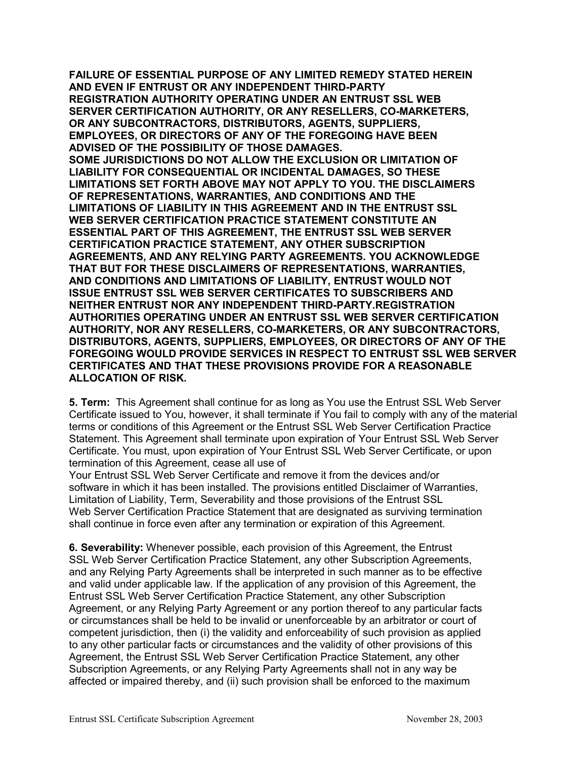**FAILURE OF ESSENTIAL PURPOSE OF ANY LIMITED REMEDY STATED HEREIN AND EVEN IF ENTRUST OR ANY INDEPENDENT THIRD-PARTY REGISTRATION AUTHORITY OPERATING UNDER AN ENTRUST SSL WEB SERVER CERTIFICATION AUTHORITY, OR ANY RESELLERS, CO-MARKETERS, OR ANY SUBCONTRACTORS, DISTRIBUTORS, AGENTS, SUPPLIERS, EMPLOYEES, OR DIRECTORS OF ANY OF THE FOREGOING HAVE BEEN ADVISED OF THE POSSIBILITY OF THOSE DAMAGES. SOME JURISDICTIONS DO NOT ALLOW THE EXCLUSION OR LIMITATION OF LIABILITY FOR CONSEQUENTIAL OR INCIDENTAL DAMAGES, SO THESE LIMITATIONS SET FORTH ABOVE MAY NOT APPLY TO YOU. THE DISCLAIMERS OF REPRESENTATIONS, WARRANTIES, AND CONDITIONS AND THE LIMITATIONS OF LIABILITY IN THIS AGREEMENT AND IN THE ENTRUST SSL WEB SERVER CERTIFICATION PRACTICE STATEMENT CONSTITUTE AN ESSENTIAL PART OF THIS AGREEMENT, THE ENTRUST SSL WEB SERVER CERTIFICATION PRACTICE STATEMENT, ANY OTHER SUBSCRIPTION AGREEMENTS, AND ANY RELYING PARTY AGREEMENTS. YOU ACKNOWLEDGE THAT BUT FOR THESE DISCLAIMERS OF REPRESENTATIONS, WARRANTIES, AND CONDITIONS AND LIMITATIONS OF LIABILITY, ENTRUST WOULD NOT ISSUE ENTRUST SSL WEB SERVER CERTIFICATES TO SUBSCRIBERS AND NEITHER ENTRUST NOR ANY INDEPENDENT THIRD-PARTY.REGISTRATION AUTHORITIES OPERATING UNDER AN ENTRUST SSL WEB SERVER CERTIFICATION AUTHORITY, NOR ANY RESELLERS, CO-MARKETERS, OR ANY SUBCONTRACTORS, DISTRIBUTORS, AGENTS, SUPPLIERS, EMPLOYEES, OR DIRECTORS OF ANY OF THE FOREGOING WOULD PROVIDE SERVICES IN RESPECT TO ENTRUST SSL WEB SERVER CERTIFICATES AND THAT THESE PROVISIONS PROVIDE FOR A REASONABLE ALLOCATION OF RISK.**

**5. Term:** This Agreement shall continue for as long as You use the Entrust SSL Web Server Certificate issued to You, however, it shall terminate if You fail to comply with any of the material terms or conditions of this Agreement or the Entrust SSL Web Server Certification Practice Statement. This Agreement shall terminate upon expiration of Your Entrust SSL Web Server Certificate. You must, upon expiration of Your Entrust SSL Web Server Certificate, or upon termination of this Agreement, cease all use of Your Entrust SSL Web Server Certificate and remove it from the devices and/or software in which it has been installed. The provisions entitled Disclaimer of Warranties, Limitation of Liability, Term, Severability and those provisions of the Entrust SSL Web Server Certification Practice Statement that are designated as surviving termination shall continue in force even after any termination or expiration of this Agreement.

**6. Severability:** Whenever possible, each provision of this Agreement, the Entrust SSL Web Server Certification Practice Statement, any other Subscription Agreements, and any Relying Party Agreements shall be interpreted in such manner as to be effective and valid under applicable law. If the application of any provision of this Agreement, the Entrust SSL Web Server Certification Practice Statement, any other Subscription Agreement, or any Relying Party Agreement or any portion thereof to any particular facts or circumstances shall be held to be invalid or unenforceable by an arbitrator or court of competent jurisdiction, then (i) the validity and enforceability of such provision as applied to any other particular facts or circumstances and the validity of other provisions of this Agreement, the Entrust SSL Web Server Certification Practice Statement, any other Subscription Agreements, or any Relying Party Agreements shall not in any way be affected or impaired thereby, and (ii) such provision shall be enforced to the maximum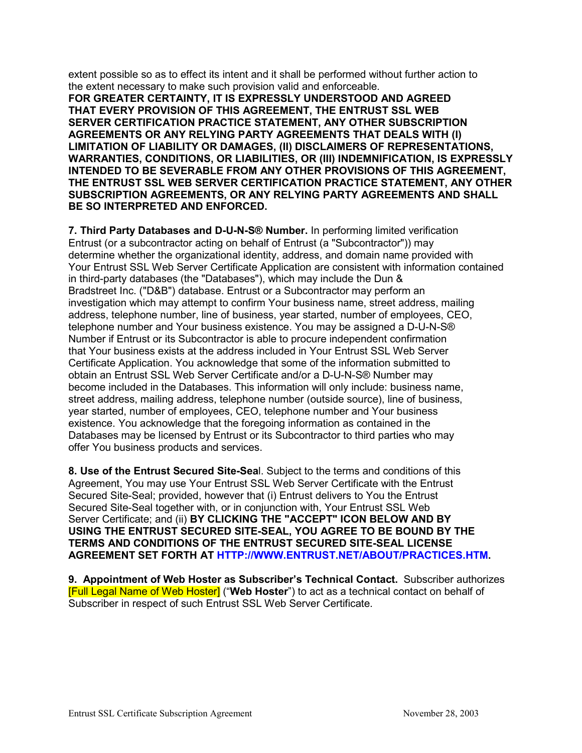extent possible so as to effect its intent and it shall be performed without further action to the extent necessary to make such provision valid and enforceable.

**FOR GREATER CERTAINTY, IT IS EXPRESSLY UNDERSTOOD AND AGREED THAT EVERY PROVISION OF THIS AGREEMENT, THE ENTRUST SSL WEB SERVER CERTIFICATION PRACTICE STATEMENT, ANY OTHER SUBSCRIPTION AGREEMENTS OR ANY RELYING PARTY AGREEMENTS THAT DEALS WITH (I) LIMITATION OF LIABILITY OR DAMAGES, (II) DISCLAIMERS OF REPRESENTATIONS, WARRANTIES, CONDITIONS, OR LIABILITIES, OR (III) INDEMNIFICATION, IS EXPRESSLY INTENDED TO BE SEVERABLE FROM ANY OTHER PROVISIONS OF THIS AGREEMENT, THE ENTRUST SSL WEB SERVER CERTIFICATION PRACTICE STATEMENT, ANY OTHER SUBSCRIPTION AGREEMENTS, OR ANY RELYING PARTY AGREEMENTS AND SHALL BE SO INTERPRETED AND ENFORCED.**

**7. Third Party Databases and D-U-N-S® Number.** In performing limited verification Entrust (or a subcontractor acting on behalf of Entrust (a "Subcontractor")) may determine whether the organizational identity, address, and domain name provided with Your Entrust SSL Web Server Certificate Application are consistent with information contained in third-party databases (the "Databases"), which may include the Dun & Bradstreet Inc. ("D&B") database. Entrust or a Subcontractor may perform an investigation which may attempt to confirm Your business name, street address, mailing address, telephone number, line of business, year started, number of employees, CEO, telephone number and Your business existence. You may be assigned a D-U-N-S® Number if Entrust or its Subcontractor is able to procure independent confirmation that Your business exists at the address included in Your Entrust SSL Web Server Certificate Application. You acknowledge that some of the information submitted to obtain an Entrust SSL Web Server Certificate and/or a D-U-N-S® Number may become included in the Databases. This information will only include: business name, street address, mailing address, telephone number (outside source), line of business, year started, number of employees, CEO, telephone number and Your business existence. You acknowledge that the foregoing information as contained in the Databases may be licensed by Entrust or its Subcontractor to third parties who may offer You business products and services.

**8. Use of the Entrust Secured Site-Seal**. Subject to the terms and conditions of this Agreement, You may use Your Entrust SSL Web Server Certificate with the Entrust Secured Site-Seal; provided, however that (i) Entrust delivers to You the Entrust Secured Site-Seal together with, or in conjunction with, Your Entrust SSL Web Server Certificate; and (ii) **BY CLICKING THE "ACCEPT" ICON BELOW AND BY USING THE ENTRUST SECURED SITE-SEAL, YOU AGREE TO BE BOUND BY THE TERMS AND CONDITIONS OF THE ENTRUST SECURED SITE-SEAL LICENSE AGREEMENT SET FORTH AT HTTP://WWW.ENTRUST.NET/ABOUT/PRACTICES.HTM.**

**9. Appointment of Web Hoster as Subscriber's Technical Contact.** Subscriber authorizes [Full Legal Name of Web Hoster] ("**Web Hoster**") to act as a technical contact on behalf of Subscriber in respect of such Entrust SSL Web Server Certificate.